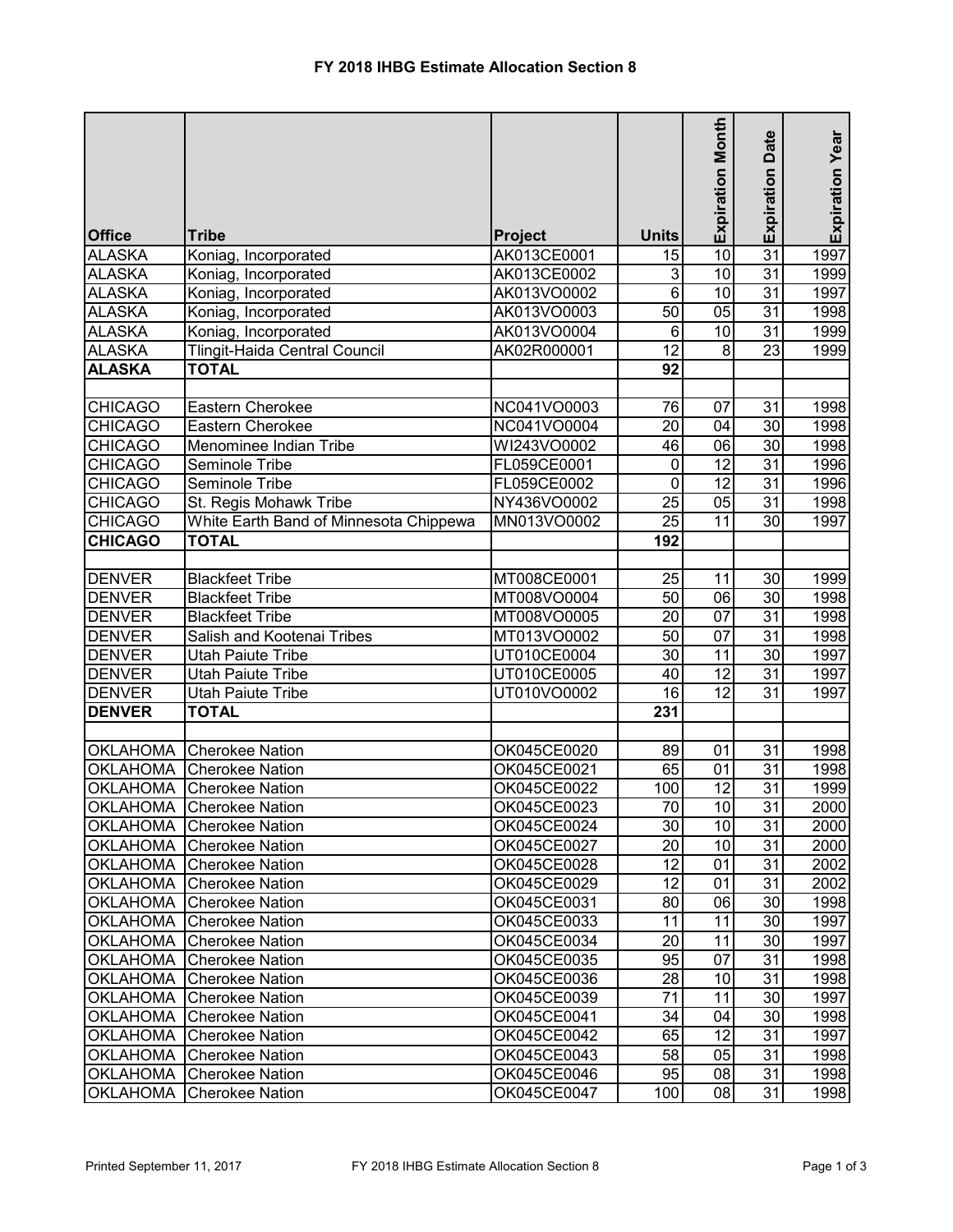# FY 2018 IHBG Estimate Allocation Section 8

| Office | Tribe | Project | Units | Expiration Month | Expiration Date | Expiration Year |
|---|---|---|---|---|---|---|
| ALASKA | Koniag, Incorporated | AK013CE0001 | 15 | 10 | 31 | 1997 |
| ALASKA | Koniag, Incorporated | AK013CE0002 | 3 | 10 | 31 | 1999 |
| ALASKA | Koniag, Incorporated | AK013VO0002 | 6 | 10 | 31 | 1997 |
| ALASKA | Koniag, Incorporated | AK013VO0003 | 50 | 05 | 31 | 1998 |
| ALASKA | Koniag, Incorporated | AK013VO0004 | 6 | 10 | 31 | 1999 |
| ALASKA | Tlingit-Haida Central Council | AK02R000001 | 12 | 8 | 23 | 1999 |
| **ALASKA** | **TOTAL** | | **92** | | | |
| | | | | | | |
| CHICAGO | Eastern Cherokee | NC041VO0003 | 76 | 07 | 31 | 1998 |
| CHICAGO | Eastern Cherokee | NC041VO0004 | 20 | 04 | 30 | 1998 |
| CHICAGO | Menominee Indian Tribe | WI243VO0002 | 46 | 06 | 30 | 1998 |
| CHICAGO | Seminole Tribe | FL059CE0001 | 0 | 12 | 31 | 1996 |
| CHICAGO | Seminole Tribe | FL059CE0002 | 0 | 12 | 31 | 1996 |
| CHICAGO | St. Regis Mohawk Tribe | NY436VO0002 | 25 | 05 | 31 | 1998 |
| CHICAGO | White Earth Band of Minnesota Chippewa | MN013VO0002 | 25 | 11 | 30 | 1997 |
| **CHICAGO** | **TOTAL** | | **192** | | | |
| | | | | | | |
| DENVER | Blackfeet Tribe | MT008CE0001 | 25 | 11 | 30 | 1999 |
| DENVER | Blackfeet Tribe | MT008VO0004 | 50 | 06 | 30 | 1998 |
| DENVER | Blackfeet Tribe | MT008VO0005 | 20 | 07 | 31 | 1998 |
| DENVER | Salish and Kootenai Tribes | MT013VO0002 | 50 | 07 | 31 | 1998 |
| DENVER | Utah Paiute Tribe | UT010CE0004 | 30 | 11 | 30 | 1997 |
| DENVER | Utah Paiute Tribe | UT010CE0005 | 40 | 12 | 31 | 1997 |
| DENVER | Utah Paiute Tribe | UT010VO0002 | 16 | 12 | 31 | 1997 |
| **DENVER** | **TOTAL** | | **231** | | | |
| | | | | | | |
| OKLAHOMA | Cherokee Nation | OK045CE0020 | 89 | 01 | 31 | 1998 |
| OKLAHOMA | Cherokee Nation | OK045CE0021 | 65 | 01 | 31 | 1998 |
| OKLAHOMA | Cherokee Nation | OK045CE0022 | 100 | 12 | 31 | 1999 |
| OKLAHOMA | Cherokee Nation | OK045CE0023 | 70 | 10 | 31 | 2000 |
| OKLAHOMA | Cherokee Nation | OK045CE0024 | 30 | 10 | 31 | 2000 |
| OKLAHOMA | Cherokee Nation | OK045CE0027 | 20 | 10 | 31 | 2000 |
| OKLAHOMA | Cherokee Nation | OK045CE0028 | 12 | 01 | 31 | 2002 |
| OKLAHOMA | Cherokee Nation | OK045CE0029 | 12 | 01 | 31 | 2002 |
| OKLAHOMA | Cherokee Nation | OK045CE0031 | 80 | 06 | 30 | 1998 |
| OKLAHOMA | Cherokee Nation | OK045CE0033 | 11 | 11 | 30 | 1997 |
| OKLAHOMA | Cherokee Nation | OK045CE0034 | 20 | 11 | 30 | 1997 |
| OKLAHOMA | Cherokee Nation | OK045CE0035 | 95 | 07 | 31 | 1998 |
| OKLAHOMA | Cherokee Nation | OK045CE0036 | 28 | 10 | 31 | 1998 |
| OKLAHOMA | Cherokee Nation | OK045CE0039 | 71 | 11 | 30 | 1997 |
| OKLAHOMA | Cherokee Nation | OK045CE0041 | 34 | 04 | 30 | 1998 |
| OKLAHOMA | Cherokee Nation | OK045CE0042 | 65 | 12 | 31 | 1997 |
| OKLAHOMA | Cherokee Nation | OK045CE0043 | 58 | 05 | 31 | 1998 |
| OKLAHOMA | Cherokee Nation | OK045CE0046 | 95 | 08 | 31 | 1998 |
| OKLAHOMA | Cherokee Nation | OK045CE0047 | 100 | 08 | 31 | 1998 |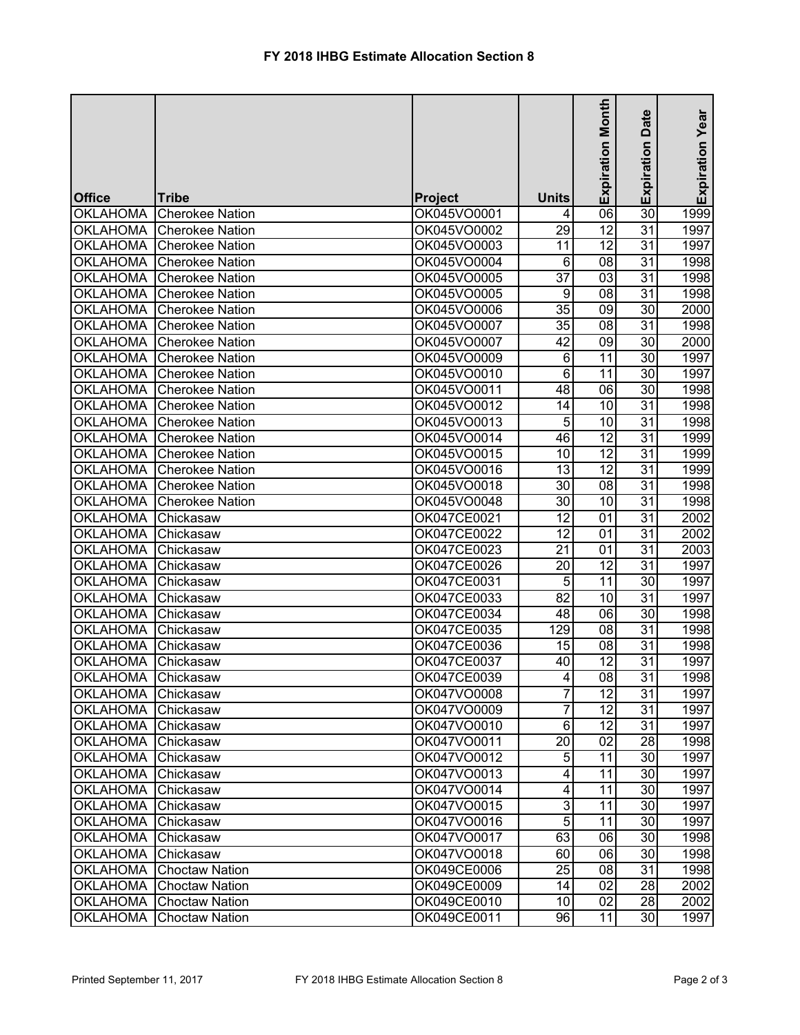# FY 2018 IHBG Estimate Allocation Section 8

| Office | Tribe | Project | Units | Expiration Month | Expiration Date | Expiration Year |
|---|---|---|---|---|---|---|
| OKLAHOMA | Cherokee Nation | OK045VO0001 | 4 | 06 | 30 | 1999 |
| OKLAHOMA | Cherokee Nation | OK045VO0002 | 29 | 12 | 31 | 1997 |
| OKLAHOMA | Cherokee Nation | OK045VO0003 | 11 | 12 | 31 | 1997 |
| OKLAHOMA | Cherokee Nation | OK045VO0004 | 6 | 08 | 31 | 1998 |
| OKLAHOMA | Cherokee Nation | OK045VO0005 | 37 | 03 | 31 | 1998 |
| OKLAHOMA | Cherokee Nation | OK045VO0005 | 9 | 08 | 31 | 1998 |
| OKLAHOMA | Cherokee Nation | OK045VO0006 | 35 | 09 | 30 | 2000 |
| OKLAHOMA | Cherokee Nation | OK045VO0007 | 35 | 08 | 31 | 1998 |
| OKLAHOMA | Cherokee Nation | OK045VO0007 | 42 | 09 | 30 | 2000 |
| OKLAHOMA | Cherokee Nation | OK045VO0009 | 6 | 11 | 30 | 1997 |
| OKLAHOMA | Cherokee Nation | OK045VO0010 | 6 | 11 | 30 | 1997 |
| OKLAHOMA | Cherokee Nation | OK045VO0011 | 48 | 06 | 30 | 1998 |
| OKLAHOMA | Cherokee Nation | OK045VO0012 | 14 | 10 | 31 | 1998 |
| OKLAHOMA | Cherokee Nation | OK045VO0013 | 5 | 10 | 31 | 1998 |
| OKLAHOMA | Cherokee Nation | OK045VO0014 | 46 | 12 | 31 | 1999 |
| OKLAHOMA | Cherokee Nation | OK045VO0015 | 10 | 12 | 31 | 1999 |
| OKLAHOMA | Cherokee Nation | OK045VO0016 | 13 | 12 | 31 | 1999 |
| OKLAHOMA | Cherokee Nation | OK045VO0018 | 30 | 08 | 31 | 1998 |
| OKLAHOMA | Cherokee Nation | OK045VO0048 | 30 | 10 | 31 | 1998 |
| OKLAHOMA | Chickasaw | OK047CE0021 | 12 | 01 | 31 | 2002 |
| OKLAHOMA | Chickasaw | OK047CE0022 | 12 | 01 | 31 | 2002 |
| OKLAHOMA | Chickasaw | OK047CE0023 | 21 | 01 | 31 | 2003 |
| OKLAHOMA | Chickasaw | OK047CE0026 | 20 | 12 | 31 | 1997 |
| OKLAHOMA | Chickasaw | OK047CE0031 | 5 | 11 | 30 | 1997 |
| OKLAHOMA | Chickasaw | OK047CE0033 | 82 | 10 | 31 | 1997 |
| OKLAHOMA | Chickasaw | OK047CE0034 | 48 | 06 | 30 | 1998 |
| OKLAHOMA | Chickasaw | OK047CE0035 | 129 | 08 | 31 | 1998 |
| OKLAHOMA | Chickasaw | OK047CE0036 | 15 | 08 | 31 | 1998 |
| OKLAHOMA | Chickasaw | OK047CE0037 | 40 | 12 | 31 | 1997 |
| OKLAHOMA | Chickasaw | OK047CE0039 | 4 | 08 | 31 | 1998 |
| OKLAHOMA | Chickasaw | OK047VO0008 | 7 | 12 | 31 | 1997 |
| OKLAHOMA | Chickasaw | OK047VO0009 | 7 | 12 | 31 | 1997 |
| OKLAHOMA | Chickasaw | OK047VO0010 | 6 | 12 | 31 | 1997 |
| OKLAHOMA | Chickasaw | OK047VO0011 | 20 | 02 | 28 | 1998 |
| OKLAHOMA | Chickasaw | OK047VO0012 | 5 | 11 | 30 | 1997 |
| OKLAHOMA | Chickasaw | OK047VO0013 | 4 | 11 | 30 | 1997 |
| OKLAHOMA | Chickasaw | OK047VO0014 | 4 | 11 | 30 | 1997 |
| OKLAHOMA | Chickasaw | OK047VO0015 | 3 | 11 | 30 | 1997 |
| OKLAHOMA | Chickasaw | OK047VO0016 | 5 | 11 | 30 | 1997 |
| OKLAHOMA | Chickasaw | OK047VO0017 | 63 | 06 | 30 | 1998 |
| OKLAHOMA | Chickasaw | OK047VO0018 | 60 | 06 | 30 | 1998 |
| OKLAHOMA | Choctaw Nation | OK049CE0006 | 25 | 08 | 31 | 1998 |
| OKLAHOMA | Choctaw Nation | OK049CE0009 | 14 | 02 | 28 | 2002 |
| OKLAHOMA | Choctaw Nation | OK049CE0010 | 10 | 02 | 28 | 2002 |
| OKLAHOMA | Choctaw Nation | OK049CE0011 | 96 | 11 | 30 | 1997 |

Printed September 11, 2017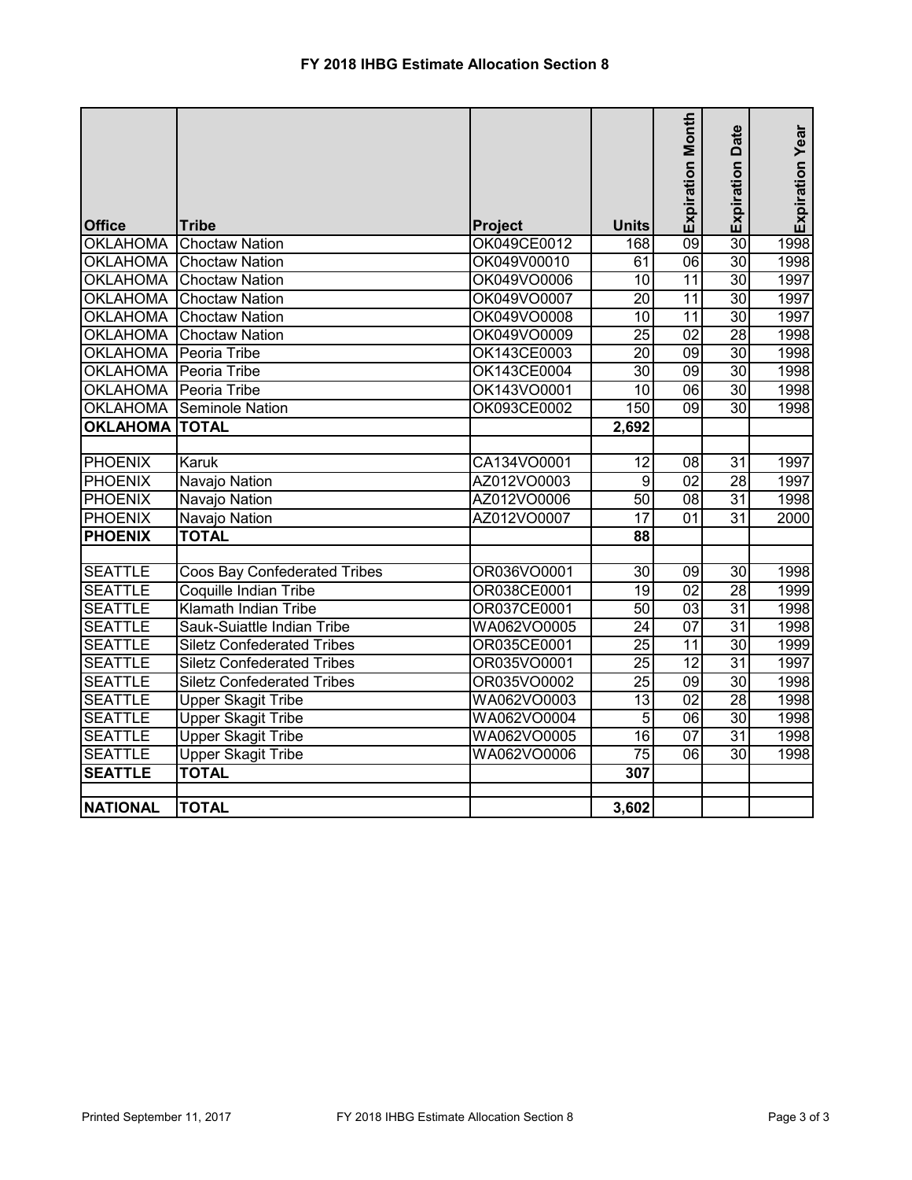# FY 2018 IHBG Estimate Allocation Section 8

| Office | Tribe | Project | Units | Expiration Month | Expiration Date | Expiration Year |
|---|---|---|---|---|---|---|
| OKLAHOMA | Choctaw Nation | OK049CE0012 | 168 | 09 | 30 | 1998 |
| OKLAHOMA | Choctaw Nation | OK049V00010 | 61 | 06 | 30 | 1998 |
| OKLAHOMA | Choctaw Nation | OK049VO0006 | 10 | 11 | 30 | 1997 |
| OKLAHOMA | Choctaw Nation | OK049VO0007 | 20 | 11 | 30 | 1997 |
| OKLAHOMA | Choctaw Nation | OK049VO0008 | 10 | 11 | 30 | 1997 |
| OKLAHOMA | Choctaw Nation | OK049VO0009 | 25 | 02 | 28 | 1998 |
| OKLAHOMA | Peoria Tribe | OK143CE0003 | 20 | 09 | 30 | 1998 |
| OKLAHOMA | Peoria Tribe | OK143CE0004 | 30 | 09 | 30 | 1998 |
| OKLAHOMA | Peoria Tribe | OK143VO0001 | 10 | 06 | 30 | 1998 |
| OKLAHOMA | Seminole Nation | OK093CE0002 | 150 | 09 | 30 | 1998 |
| **OKLAHOMA** | **TOTAL** | | **2,692** | | | |
| | | | | | | |
| PHOENIX | Karuk | CA134VO0001 | 12 | 08 | 31 | 1997 |
| PHOENIX | Navajo Nation | AZ012VO0003 | 9 | 02 | 28 | 1997 |
| PHOENIX | Navajo Nation | AZ012VO0006 | 50 | 08 | 31 | 1998 |
| PHOENIX | Navajo Nation | AZ012VO0007 | 17 | 01 | 31 | 2000 |
| **PHOENIX** | **TOTAL** | | **88** | | | |
| | | | | | | |
| SEATTLE | Coos Bay Confederated Tribes | OR036VO0001 | 30 | 09 | 30 | 1998 |
| SEATTLE | Coquille Indian Tribe | OR038CE0001 | 19 | 02 | 28 | 1999 |
| SEATTLE | Klamath Indian Tribe | OR037CE0001 | 50 | 03 | 31 | 1998 |
| SEATTLE | Sauk-Suiattle Indian Tribe | WA062VO0005 | 24 | 07 | 31 | 1998 |
| SEATTLE | Siletz Confederated Tribes | OR035CE0001 | 25 | 11 | 30 | 1999 |
| SEATTLE | Siletz Confederated Tribes | OR035VO0001 | 25 | 12 | 31 | 1997 |
| SEATTLE | Siletz Confederated Tribes | OR035VO0002 | 25 | 09 | 30 | 1998 |
| SEATTLE | Upper Skagit Tribe | WA062VO0003 | 13 | 02 | 28 | 1998 |
| SEATTLE | Upper Skagit Tribe | WA062VO0004 | 5 | 06 | 30 | 1998 |
| SEATTLE | Upper Skagit Tribe | WA062VO0005 | 16 | 07 | 31 | 1998 |
| SEATTLE | Upper Skagit Tribe | WA062VO0006 | 75 | 06 | 30 | 1998 |
| **SEATTLE** | **TOTAL** | | **307** | | | |
| | | | | | | |
| **NATIONAL** | **TOTAL** | | **3,602** | | | |